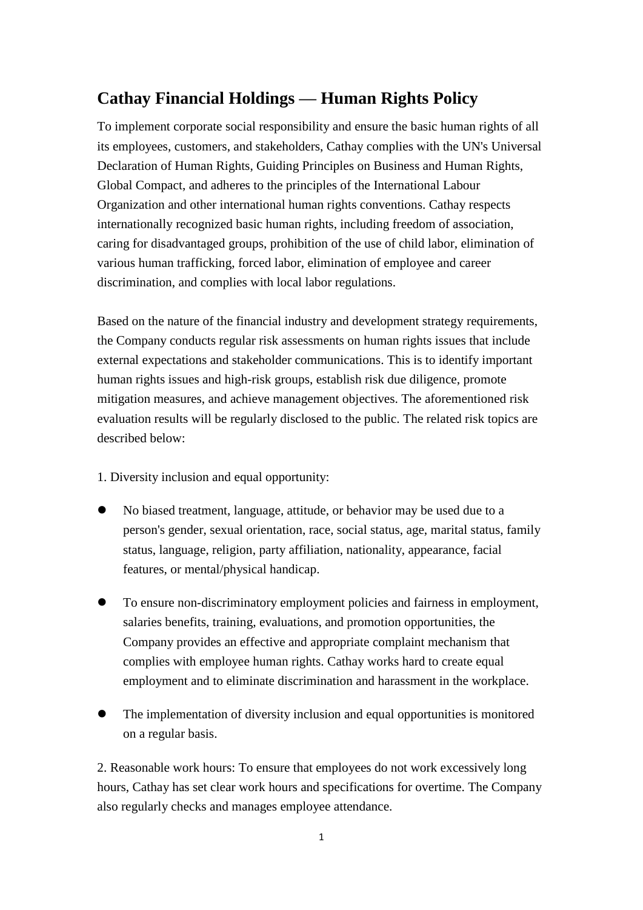# Cathay Financial Holdings — Human Rights Policy

To implement corporate social responsibility and ensure the basic human rights of all its employees, customers, and stakeholders, Cathay complies with the UN's Universal Declaration of Human Rights, Guiding Principles on Business and Human Rights, Global Compact, and adheres to the principles of the International Labour Organization and other international human rights conventions. Cathay respects internationally recognized basic human rights, including freedom of association, caring for disadvantaged groups, prohibition of the use of child labor, elimination of various human trafficking, forced labor, elimination of employee and career discrimination, and complies with local labor regulations.

Based on the nature of the financial industry and development strategy requirements, the Company conducts regular risk assessments on human rights issues that include external expectations and stakeholder communications. This is to identify important human rights issues and high-risk groups, establish risk due diligence, promote mitigation measures, and achieve management objectives. The aforementioned risk evaluation results will be regularly disclosed to the public. The related risk topics are described below:

1. Diversity inclusion and equal opportunity:

- No biased treatment, language, attitude, or behavior may be used due to a person's gender, sexual orientation, race, social status, age, marital status, family status, language, religion, party affiliation, nationality, appearance, facial features, or mental/physical handicap.
- To ensure non-discriminatory employment policies and fairness in employment, salaries benefits, training, evaluations, and promotion opportunities, the Company provides an effective and appropriate complaint mechanism that complies with employee human rights. Cathay works hard to create equal employment and to eliminate discrimination and harassment in the workplace.
- The implementation of diversity inclusion and equal opportunities is monitored on a regular basis.

2. Reasonable work hours: To ensure that employees do not work excessively long hours, Cathay has set clear work hours and specifications for overtime. The Company also regularly checks and manages employee attendance.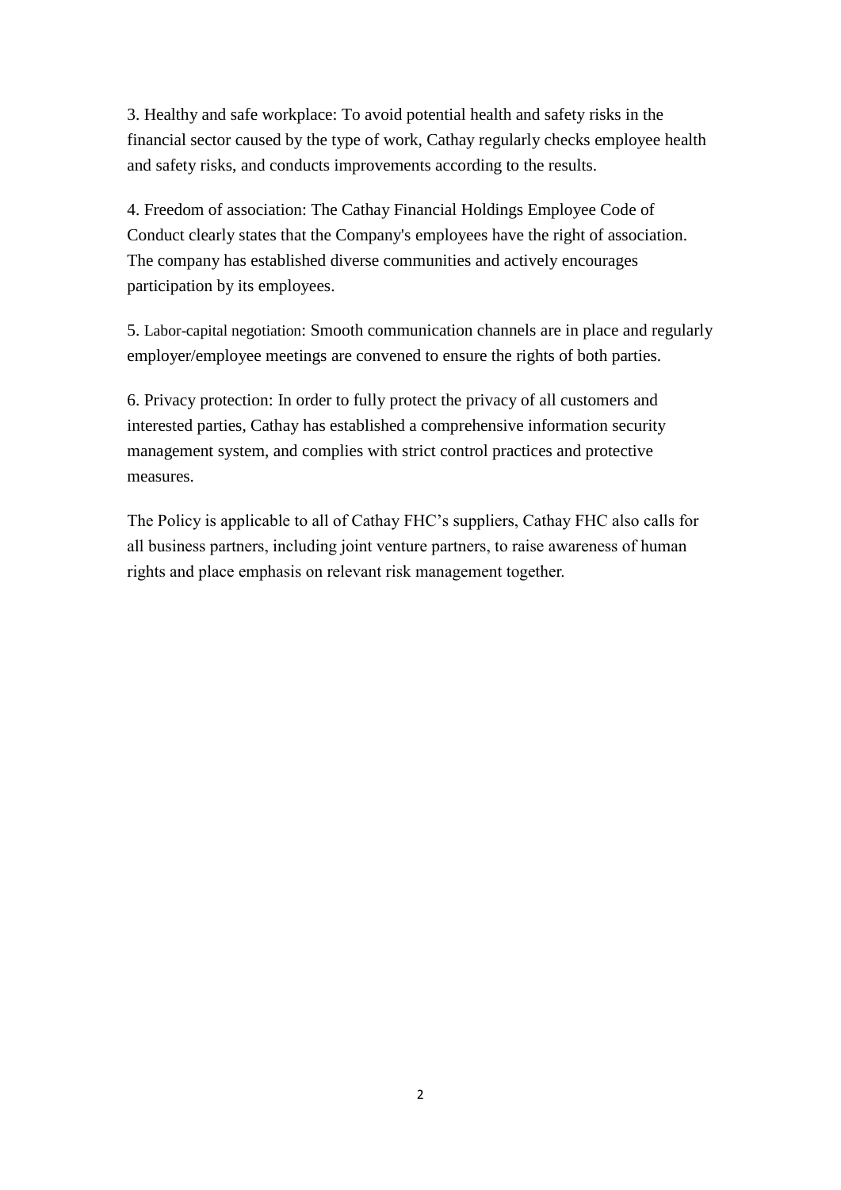3. Healthy and safe workplace: To avoid potential health and safety risks in the financial sector caused by the type of work, Cathay regularly checks employee health and safety risks, and conducts improvements according to the results.

4. Freedom of association: The Cathay Financial Holdings Employee Code of Conduct clearly states that the Company's employees have the right of association. The company has established diverse communities and actively encourages participation by its employees.

5. Labor-capital negotiation: Smooth communication channels are in place and regularly employer/employee meetings are convened to ensure the rights of both parties.

6. Privacy protection: In order to fully protect the privacy of all customers and interested parties, Cathay has established a comprehensive information security management system, and complies with strict control practices and protective measures.

The Policy is applicable to all of Cathay FHC's suppliers, Cathay FHC also calls for all business partners, including joint venture partners, to raise awareness of human rights and place emphasis on relevant risk management together.